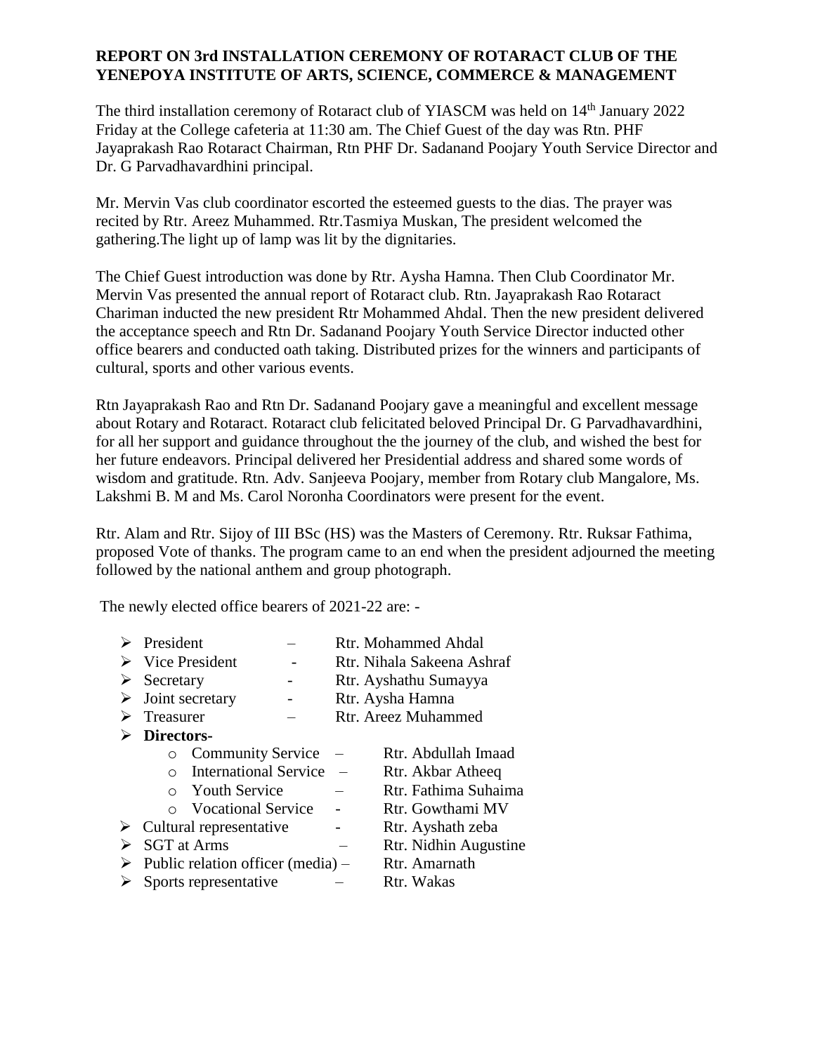**REPORT ON 3rd INSTALLATION CEREMONY OF ROTARACT CLUB OF THE YENEPOYA INSTITUTE OF ARTS, SCIENCE, COMMERCE & MANAGEMENT**

The third installation ceremony of Rotaract club of YIASCM was held on 14th January 2022 Friday at the College cafeteria at 11:30 am. The Chief Guest of the day was Rtn. PHF Jayaprakash Rao Rotaract Chairman, Rtn PHF Dr. Sadanand Poojary Youth Service Director and Dr. G Parvadhavardhini principal.

Mr. Mervin Vas club coordinator escorted the esteemed guests to the dias. The prayer was recited by Rtr. Areez Muhammed. Rtr.Tasmiya Muskan, The president welcomed the gathering.The light up of lamp was lit by the dignitaries.

The Chief Guest introduction was done by Rtr. Aysha Hamna. Then Club Coordinator Mr. Mervin Vas presented the annual report of Rotaract club. Rtn. Jayaprakash Rao Rotaract Chariman inducted the new president Rtr Mohammed Ahdal. Then the new president delivered the acceptance speech and Rtn Dr. Sadanand Poojary Youth Service Director inducted other office bearers and conducted oath taking. Distributed prizes for the winners and participants of cultural, sports and other various events.

Rtn Jayaprakash Rao and Rtn Dr. Sadanand Poojary gave a meaningful and excellent message about Rotary and Rotaract. Rotaract club felicitated beloved Principal Dr. G Parvadhavardhini, for all her support and guidance throughout the the journey of the club, and wished the best for her future endeavors. Principal delivered her Presidential address and shared some words of wisdom and gratitude. Rtn. Adv. Sanjeeva Poojary, member from Rotary club Mangalore, Ms. Lakshmi B. M and Ms. Carol Noronha Coordinators were present for the event.

Rtr. Alam and Rtr. Sijoy of III BSc (HS) was the Masters of Ceremony. Rtr. Ruksar Fathima, proposed Vote of thanks. The program came to an end when the president adjourned the meeting followed by the national anthem and group photograph.

The newly elected office bearers of 2021-22 are: -

- President – Rtr. Mohammed Ahdal
- Vice President - Rtr. Nihala Sakeena Ashraf
- Secretary - Rtr. Ayshathu Sumayya
- Joint secretary - Rtr. Aysha Hamna
- Treasurer – Rtr. Areez Muhammed
- **Directors-**
  - Community Service – Rtr. Abdullah Imaad
  - International Service – Rtr. Akbar Atheeq
  - Youth Service – Rtr. Fathima Suhaima
  - Vocational Service - Rtr. Gowthami MV
- Cultural representative - Rtr. Ayshath zeba
- SGT at Arms – Rtr. Nidhin Augustine
- Public relation officer (media) – Rtr. Amarnath
- Sports representative – Rtr. Wakas